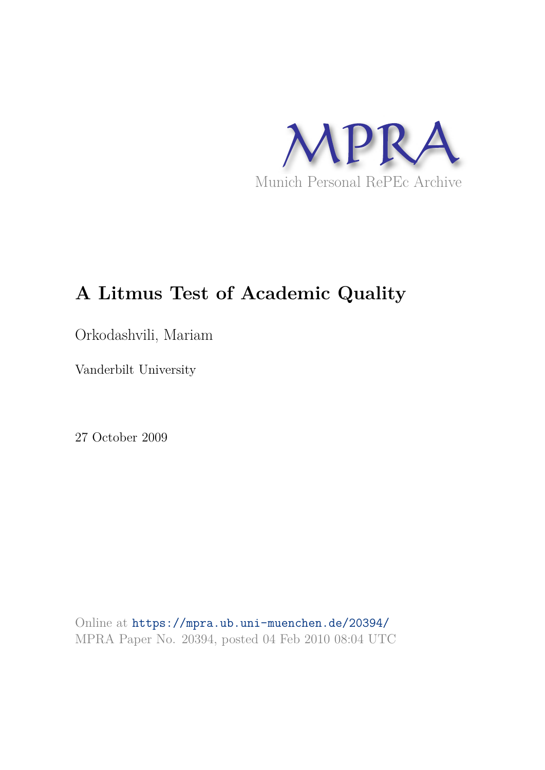MPRA

Munich Personal RePEc Archive

# A Litmus Test of Academic Quality

Orkodashvili, Mariam

Vanderbilt University

27 October 2009

Online at https://mpra.ub.uni-muenchen.de/20394/
MPRA Paper No. 20394, posted 04 Feb 2010 08:04 UTC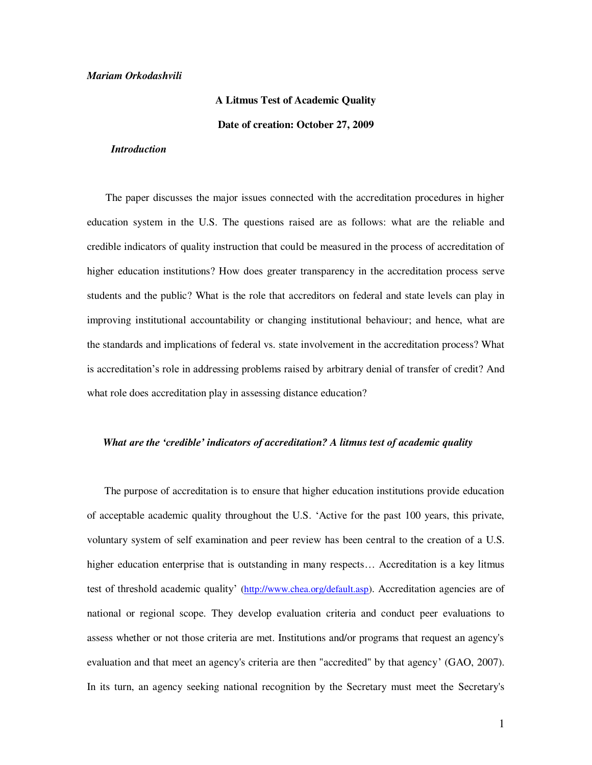*Mariam Orkodashvili*

**A Litmus Test of Academic Quality**

**Date of creation: October 27, 2009**

***Introduction***

The paper discusses the major issues connected with the accreditation procedures in higher education system in the U.S. The questions raised are as follows: what are the reliable and credible indicators of quality instruction that could be measured in the process of accreditation of higher education institutions? How does greater transparency in the accreditation process serve students and the public? What is the role that accreditors on federal and state levels can play in improving institutional accountability or changing institutional behaviour; and hence, what are the standards and implications of federal vs. state involvement in the accreditation process? What is accreditation's role in addressing problems raised by arbitrary denial of transfer of credit? And what role does accreditation play in assessing distance education?

***What are the 'credible' indicators of accreditation? A litmus test of academic quality***

The purpose of accreditation is to ensure that higher education institutions provide education of acceptable academic quality throughout the U.S. 'Active for the past 100 years, this private, voluntary system of self examination and peer review has been central to the creation of a U.S. higher education enterprise that is outstanding in many respects… Accreditation is a key litmus test of threshold academic quality' (http://www.chea.org/default.asp). Accreditation agencies are of national or regional scope. They develop evaluation criteria and conduct peer evaluations to assess whether or not those criteria are met. Institutions and/or programs that request an agency's evaluation and that meet an agency's criteria are then "accredited" by that agency' (GAO, 2007). In its turn, an agency seeking national recognition by the Secretary must meet the Secretary's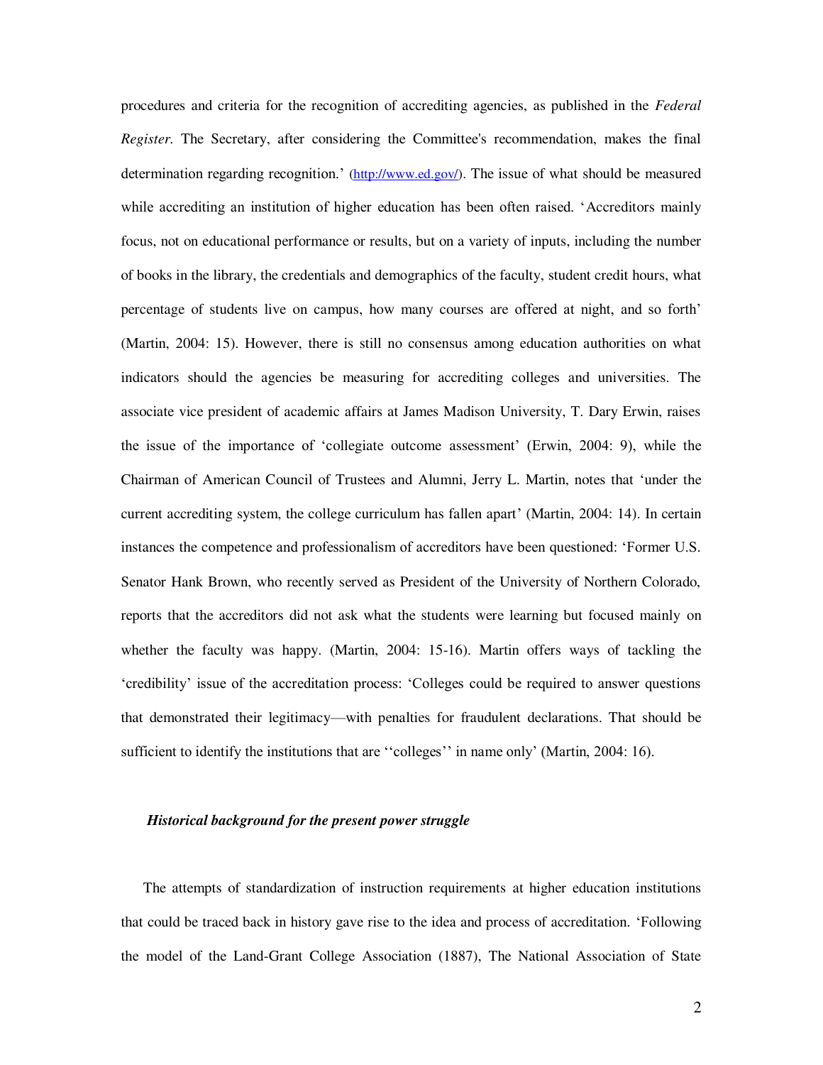procedures and criteria for the recognition of accrediting agencies, as published in the *Federal Register*. The Secretary, after considering the Committee's recommendation, makes the final determination regarding recognition.' (http://www.ed.gov/). The issue of what should be measured while accrediting an institution of higher education has been often raised. 'Accreditors mainly focus, not on educational performance or results, but on a variety of inputs, including the number of books in the library, the credentials and demographics of the faculty, student credit hours, what percentage of students live on campus, how many courses are offered at night, and so forth' (Martin, 2004: 15). However, there is still no consensus among education authorities on what indicators should the agencies be measuring for accrediting colleges and universities. The associate vice president of academic affairs at James Madison University, T. Dary Erwin, raises the issue of the importance of 'collegiate outcome assessment' (Erwin, 2004: 9), while the Chairman of American Council of Trustees and Alumni, Jerry L. Martin, notes that 'under the current accrediting system, the college curriculum has fallen apart' (Martin, 2004: 14). In certain instances the competence and professionalism of accreditors have been questioned: 'Former U.S. Senator Hank Brown, who recently served as President of the University of Northern Colorado, reports that the accreditors did not ask what the students were learning but focused mainly on whether the faculty was happy. (Martin, 2004: 15-16). Martin offers ways of tackling the 'credibility' issue of the accreditation process: 'Colleges could be required to answer questions that demonstrated their legitimacy—with penalties for fraudulent declarations. That should be sufficient to identify the institutions that are ''colleges'' in name only' (Martin, 2004: 16).

### *Historical background for the present power struggle*

The attempts of standardization of instruction requirements at higher education institutions that could be traced back in history gave rise to the idea and process of accreditation. 'Following the model of the Land-Grant College Association (1887), The National Association of State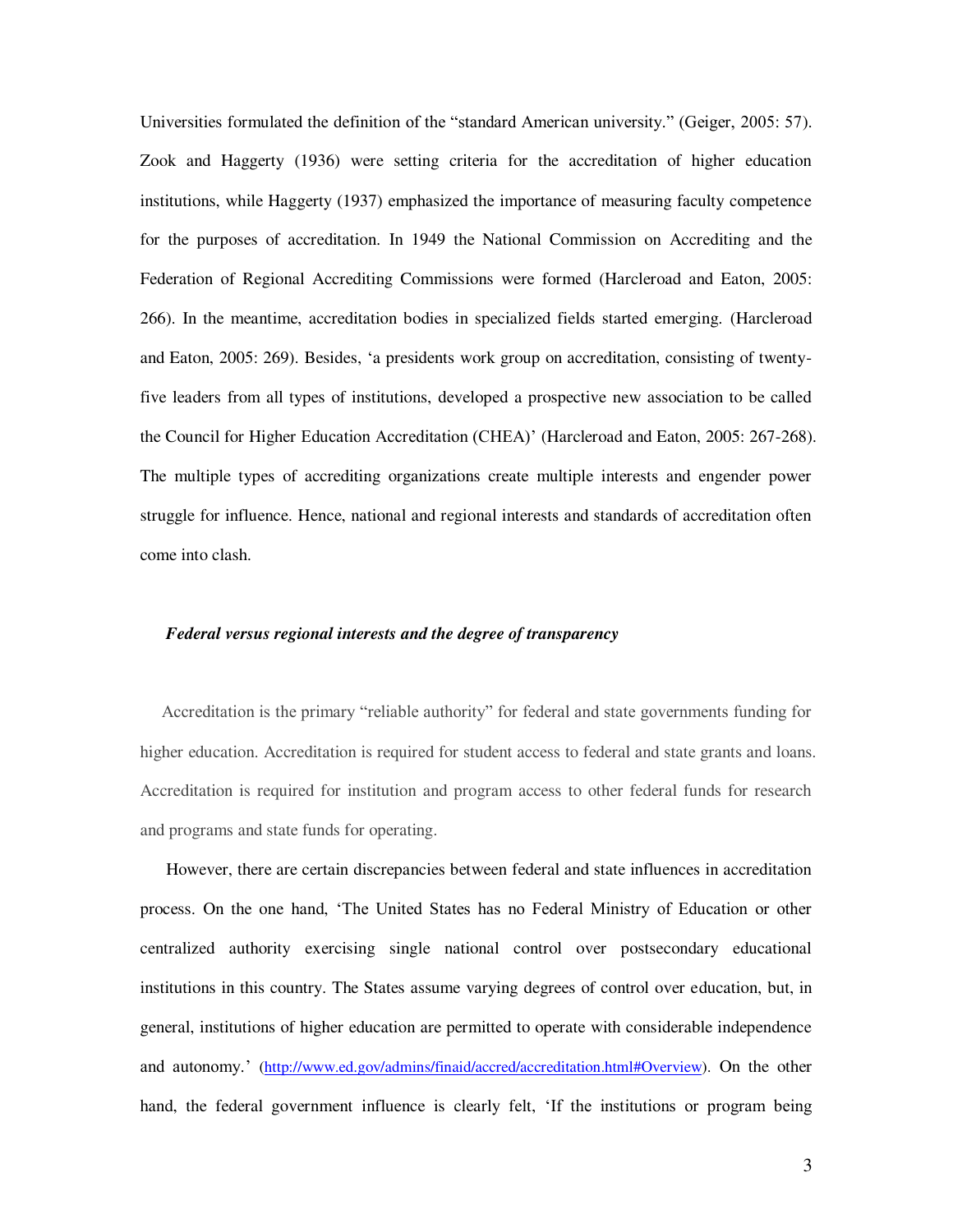Universities formulated the definition of the "standard American university." (Geiger, 2005: 57). Zook and Haggerty (1936) were setting criteria for the accreditation of higher education institutions, while Haggerty (1937) emphasized the importance of measuring faculty competence for the purposes of accreditation. In 1949 the National Commission on Accrediting and the Federation of Regional Accrediting Commissions were formed (Harcleroad and Eaton, 2005: 266). In the meantime, accreditation bodies in specialized fields started emerging. (Harcleroad and Eaton, 2005: 269). Besides, 'a presidents work group on accreditation, consisting of twenty-five leaders from all types of institutions, developed a prospective new association to be called the Council for Higher Education Accreditation (CHEA)' (Harcleroad and Eaton, 2005: 267-268). The multiple types of accrediting organizations create multiple interests and engender power struggle for influence. Hence, national and regional interests and standards of accreditation often come into clash.

### *Federal versus regional interests and the degree of transparency*

Accreditation is the primary "reliable authority" for federal and state governments funding for higher education. Accreditation is required for student access to federal and state grants and loans. Accreditation is required for institution and program access to other federal funds for research and programs and state funds for operating.

However, there are certain discrepancies between federal and state influences in accreditation process. On the one hand, 'The United States has no Federal Ministry of Education or other centralized authority exercising single national control over postsecondary educational institutions in this country. The States assume varying degrees of control over education, but, in general, institutions of higher education are permitted to operate with considerable independence and autonomy.' (http://www.ed.gov/admins/finaid/accred/accreditation.html#Overview). On the other hand, the federal government influence is clearly felt, 'If the institutions or program being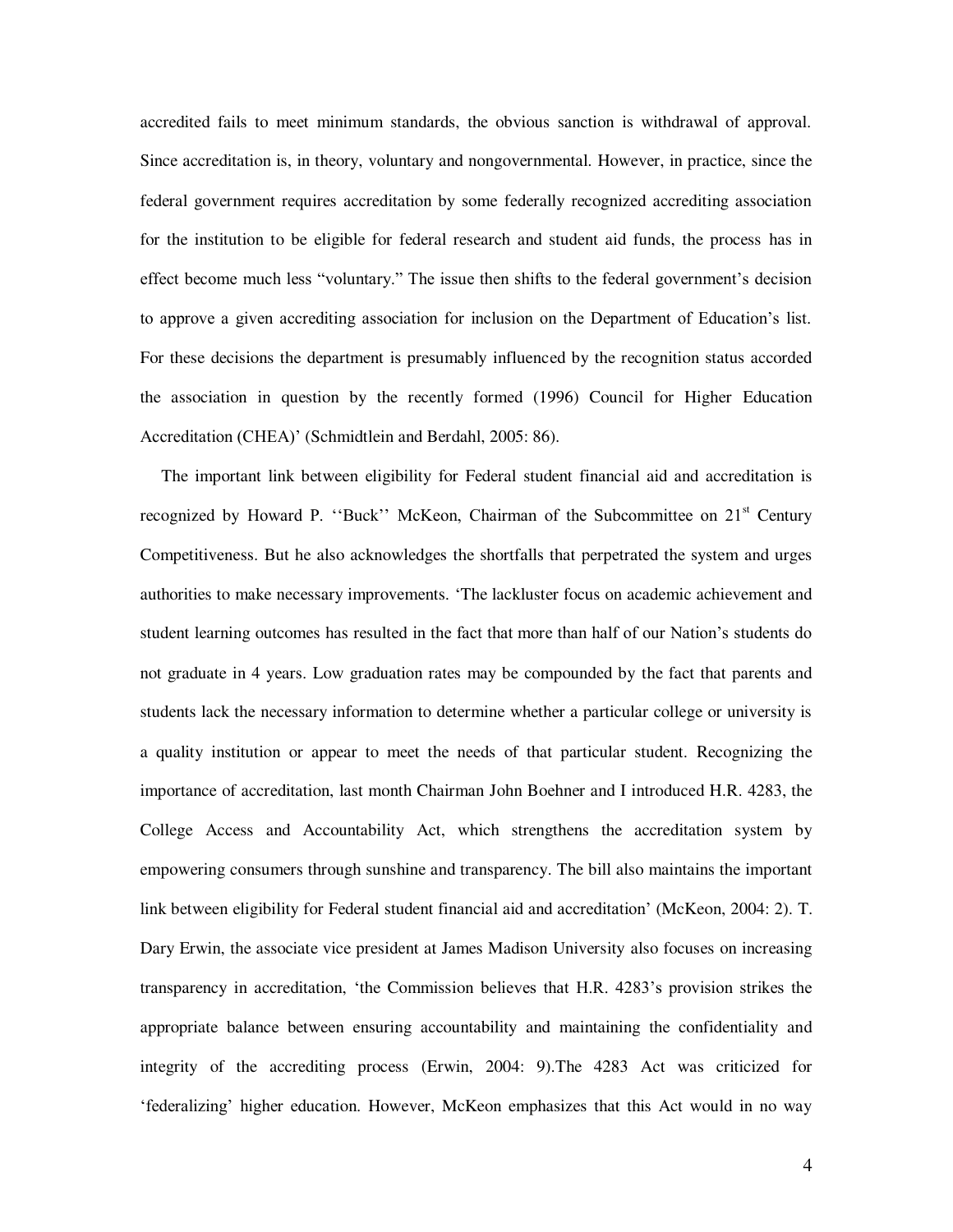accredited fails to meet minimum standards, the obvious sanction is withdrawal of approval. Since accreditation is, in theory, voluntary and nongovernmental. However, in practice, since the federal government requires accreditation by some federally recognized accrediting association for the institution to be eligible for federal research and student aid funds, the process has in effect become much less "voluntary." The issue then shifts to the federal government's decision to approve a given accrediting association for inclusion on the Department of Education's list. For these decisions the department is presumably influenced by the recognition status accorded the association in question by the recently formed (1996) Council for Higher Education Accreditation (CHEA)' (Schmidtlein and Berdahl, 2005: 86).

The important link between eligibility for Federal student financial aid and accreditation is recognized by Howard P. ''Buck'' McKeon, Chairman of the Subcommittee on 21st Century Competitiveness. But he also acknowledges the shortfalls that perpetrated the system and urges authorities to make necessary improvements. 'The lackluster focus on academic achievement and student learning outcomes has resulted in the fact that more than half of our Nation's students do not graduate in 4 years. Low graduation rates may be compounded by the fact that parents and students lack the necessary information to determine whether a particular college or university is a quality institution or appear to meet the needs of that particular student. Recognizing the importance of accreditation, last month Chairman John Boehner and I introduced H.R. 4283, the College Access and Accountability Act, which strengthens the accreditation system by empowering consumers through sunshine and transparency. The bill also maintains the important link between eligibility for Federal student financial aid and accreditation' (McKeon, 2004: 2). T. Dary Erwin, the associate vice president at James Madison University also focuses on increasing transparency in accreditation, 'the Commission believes that H.R. 4283's provision strikes the appropriate balance between ensuring accountability and maintaining the confidentiality and integrity of the accrediting process (Erwin, 2004: 9).The 4283 Act was criticized for 'federalizing' higher education. However, McKeon emphasizes that this Act would in no way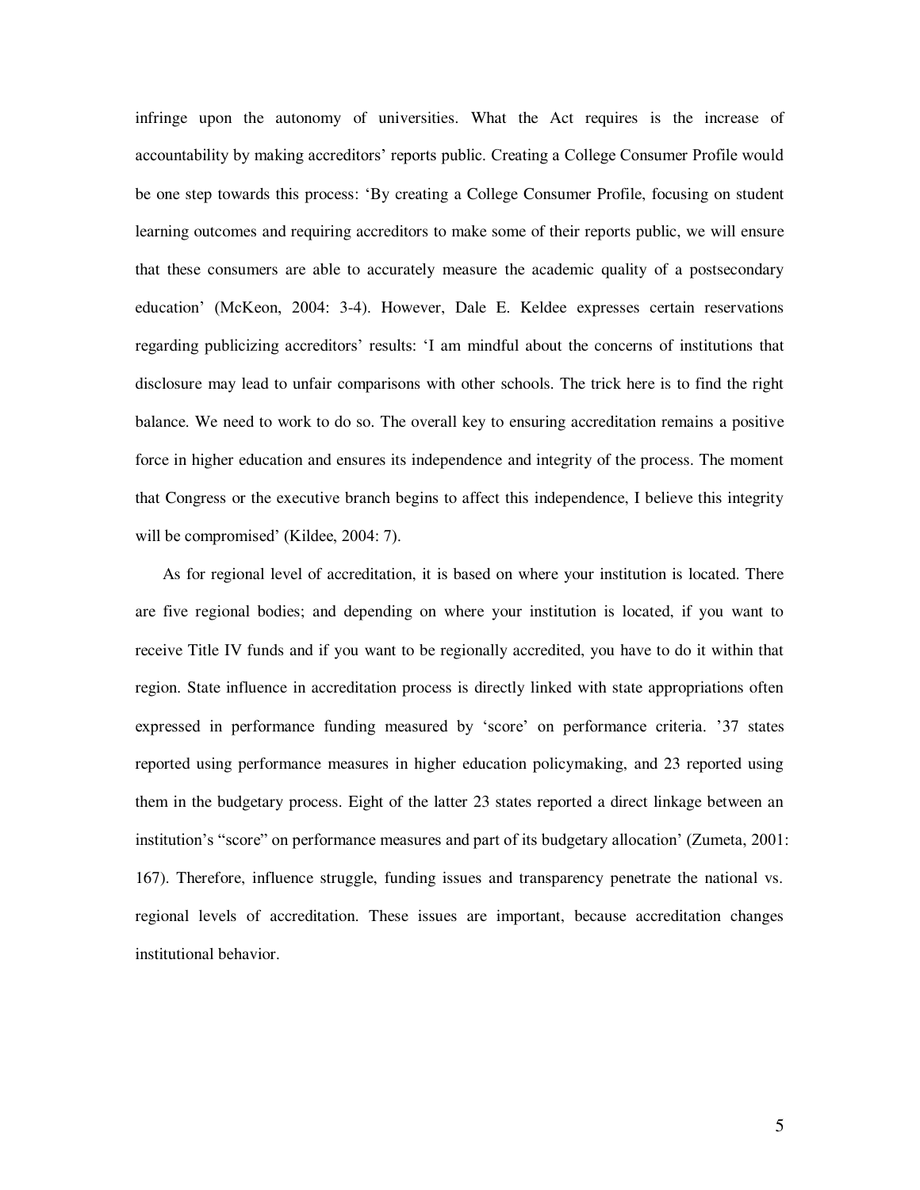infringe upon the autonomy of universities. What the Act requires is the increase of accountability by making accreditors' reports public. Creating a College Consumer Profile would be one step towards this process: 'By creating a College Consumer Profile, focusing on student learning outcomes and requiring accreditors to make some of their reports public, we will ensure that these consumers are able to accurately measure the academic quality of a postsecondary education' (McKeon, 2004: 3-4). However, Dale E. Keldee expresses certain reservations regarding publicizing accreditors' results: 'I am mindful about the concerns of institutions that disclosure may lead to unfair comparisons with other schools. The trick here is to find the right balance. We need to work to do so. The overall key to ensuring accreditation remains a positive force in higher education and ensures its independence and integrity of the process. The moment that Congress or the executive branch begins to affect this independence, I believe this integrity will be compromised' (Kildee, 2004: 7).

As for regional level of accreditation, it is based on where your institution is located. There are five regional bodies; and depending on where your institution is located, if you want to receive Title IV funds and if you want to be regionally accredited, you have to do it within that region. State influence in accreditation process is directly linked with state appropriations often expressed in performance funding measured by 'score' on performance criteria. '37 states reported using performance measures in higher education policymaking, and 23 reported using them in the budgetary process. Eight of the latter 23 states reported a direct linkage between an institution's "score" on performance measures and part of its budgetary allocation' (Zumeta, 2001: 167). Therefore, influence struggle, funding issues and transparency penetrate the national vs. regional levels of accreditation. These issues are important, because accreditation changes institutional behavior.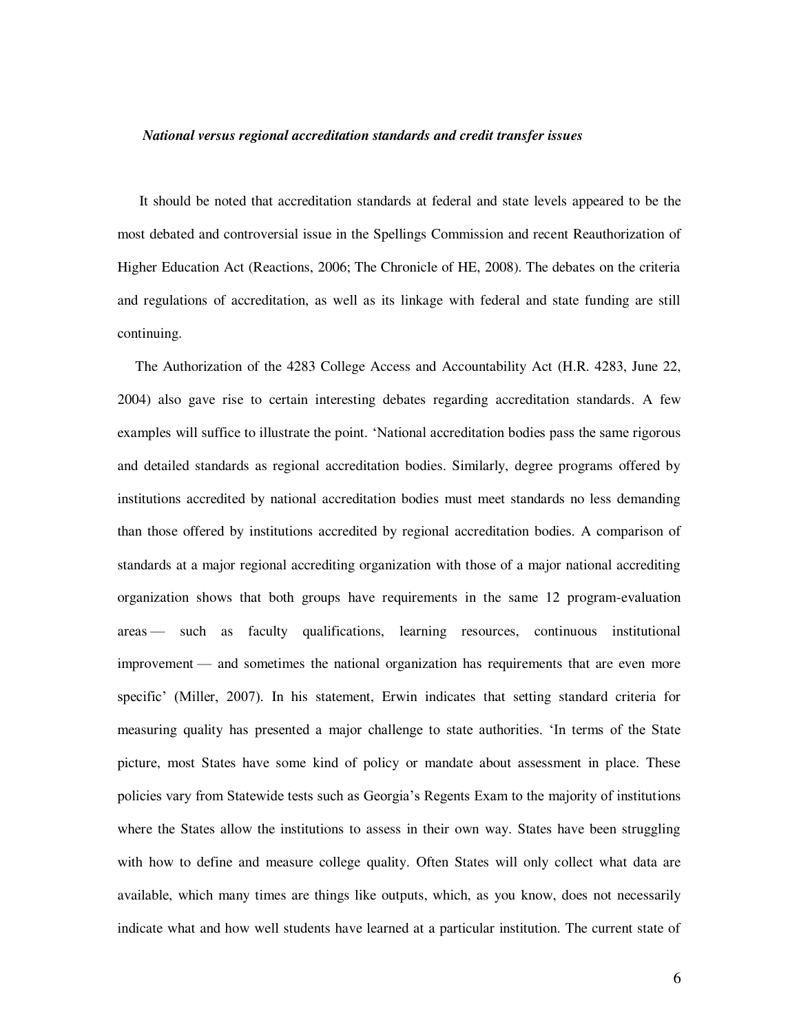***National versus regional accreditation standards and credit transfer issues***

It should be noted that accreditation standards at federal and state levels appeared to be the most debated and controversial issue in the Spellings Commission and recent Reauthorization of Higher Education Act (Reactions, 2006; The Chronicle of HE, 2008). The debates on the criteria and regulations of accreditation, as well as its linkage with federal and state funding are still continuing.

The Authorization of the 4283 College Access and Accountability Act (H.R. 4283, June 22, 2004) also gave rise to certain interesting debates regarding accreditation standards. A few examples will suffice to illustrate the point. 'National accreditation bodies pass the same rigorous and detailed standards as regional accreditation bodies. Similarly, degree programs offered by institutions accredited by national accreditation bodies must meet standards no less demanding than those offered by institutions accredited by regional accreditation bodies. A comparison of standards at a major regional accrediting organization with those of a major national accrediting organization shows that both groups have requirements in the same 12 program-evaluation areas — such as faculty qualifications, learning resources, continuous institutional improvement — and sometimes the national organization has requirements that are even more specific' (Miller, 2007). In his statement, Erwin indicates that setting standard criteria for measuring quality has presented a major challenge to state authorities. 'In terms of the State picture, most States have some kind of policy or mandate about assessment in place. These policies vary from Statewide tests such as Georgia's Regents Exam to the majority of institutions where the States allow the institutions to assess in their own way. States have been struggling with how to define and measure college quality. Often States will only collect what data are available, which many times are things like outputs, which, as you know, does not necessarily indicate what and how well students have learned at a particular institution. The current state of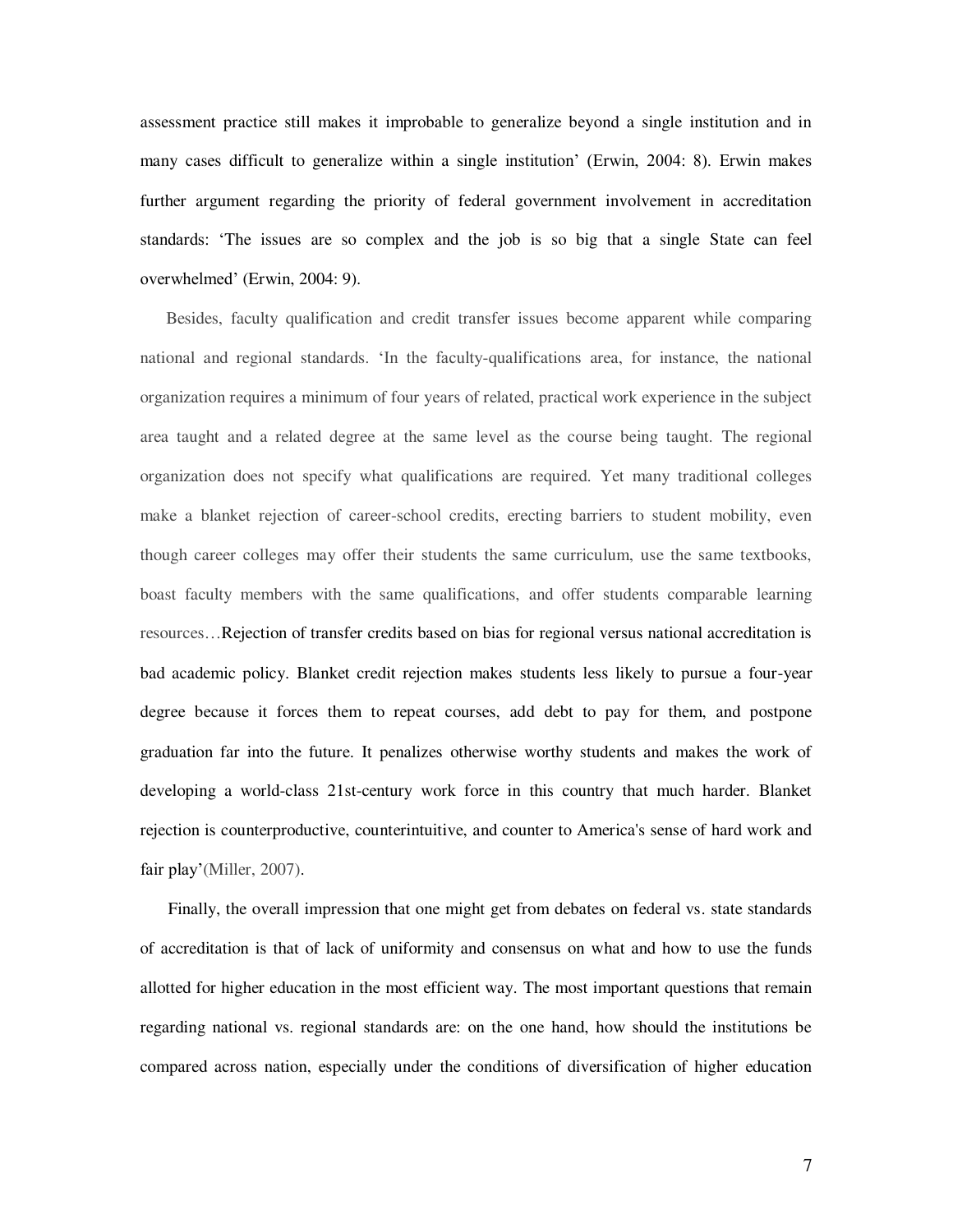assessment practice still makes it improbable to generalize beyond a single institution and in many cases difficult to generalize within a single institution' (Erwin, 2004: 8). Erwin makes further argument regarding the priority of federal government involvement in accreditation standards: 'The issues are so complex and the job is so big that a single State can feel overwhelmed' (Erwin, 2004: 9).

Besides, faculty qualification and credit transfer issues become apparent while comparing national and regional standards. 'In the faculty-qualifications area, for instance, the national organization requires a minimum of four years of related, practical work experience in the subject area taught and a related degree at the same level as the course being taught. The regional organization does not specify what qualifications are required. Yet many traditional colleges make a blanket rejection of career-school credits, erecting barriers to student mobility, even though career colleges may offer their students the same curriculum, use the same textbooks, boast faculty members with the same qualifications, and offer students comparable learning resources…Rejection of transfer credits based on bias for regional versus national accreditation is bad academic policy. Blanket credit rejection makes students less likely to pursue a four-year degree because it forces them to repeat courses, add debt to pay for them, and postpone graduation far into the future. It penalizes otherwise worthy students and makes the work of developing a world-class 21st-century work force in this country that much harder. Blanket rejection is counterproductive, counterintuitive, and counter to America's sense of hard work and fair play'(Miller, 2007).

Finally, the overall impression that one might get from debates on federal vs. state standards of accreditation is that of lack of uniformity and consensus on what and how to use the funds allotted for higher education in the most efficient way. The most important questions that remain regarding national vs. regional standards are: on the one hand, how should the institutions be compared across nation, especially under the conditions of diversification of higher education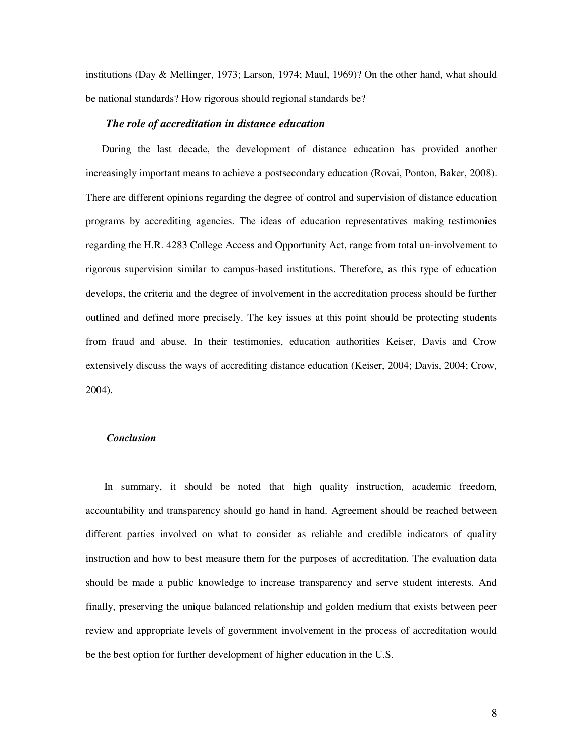institutions (Day & Mellinger, 1973; Larson, 1974; Maul, 1969)? On the other hand, what should be national standards? How rigorous should regional standards be?

### *The role of accreditation in distance education*

During the last decade, the development of distance education has provided another increasingly important means to achieve a postsecondary education (Rovai, Ponton, Baker, 2008). There are different opinions regarding the degree of control and supervision of distance education programs by accrediting agencies. The ideas of education representatives making testimonies regarding the H.R. 4283 College Access and Opportunity Act, range from total un-involvement to rigorous supervision similar to campus-based institutions. Therefore, as this type of education develops, the criteria and the degree of involvement in the accreditation process should be further outlined and defined more precisely. The key issues at this point should be protecting students from fraud and abuse. In their testimonies, education authorities Keiser, Davis and Crow extensively discuss the ways of accrediting distance education (Keiser, 2004; Davis, 2004; Crow, 2004).

### *Conclusion*

In summary, it should be noted that high quality instruction, academic freedom, accountability and transparency should go hand in hand. Agreement should be reached between different parties involved on what to consider as reliable and credible indicators of quality instruction and how to best measure them for the purposes of accreditation. The evaluation data should be made a public knowledge to increase transparency and serve student interests. And finally, preserving the unique balanced relationship and golden medium that exists between peer review and appropriate levels of government involvement in the process of accreditation would be the best option for further development of higher education in the U.S.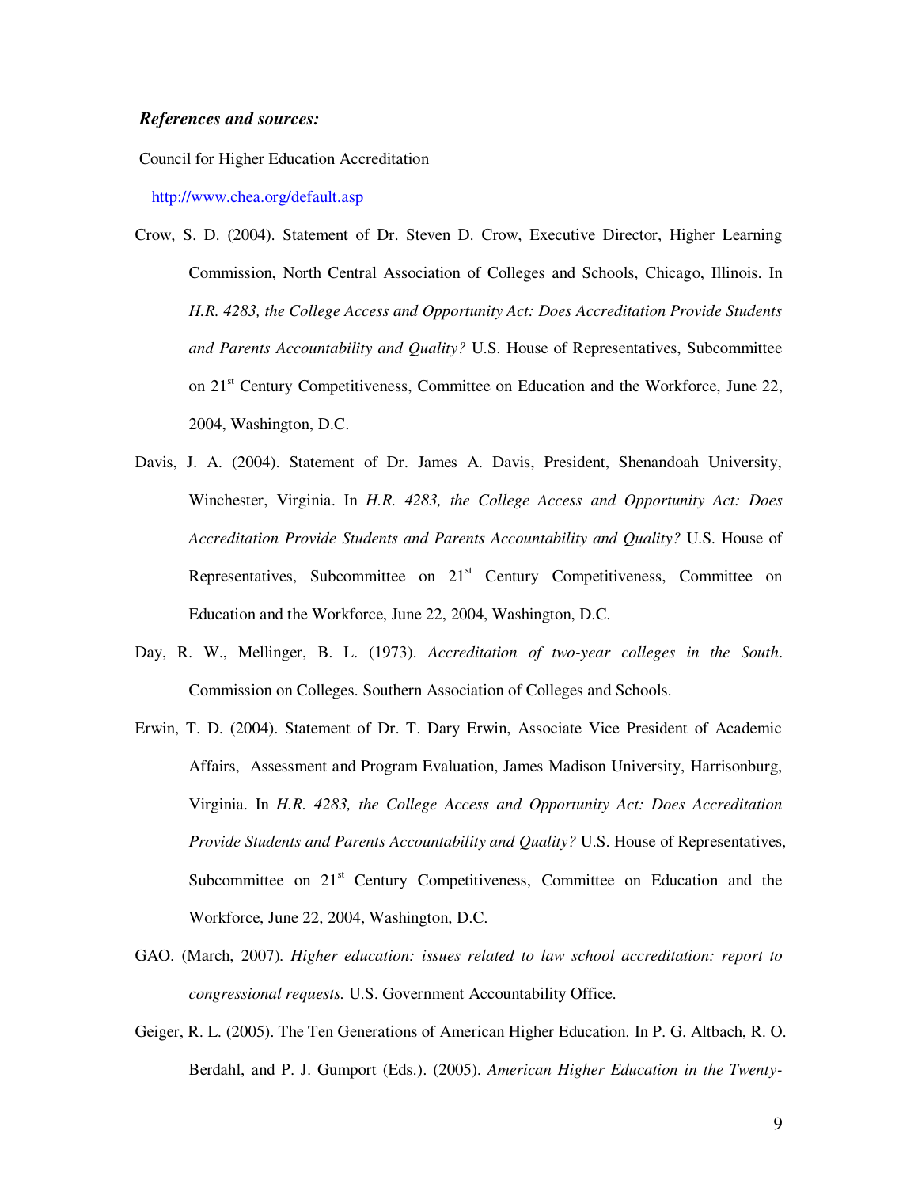***References and sources:***

Council for Higher Education Accreditation

http://www.chea.org/default.asp

Crow, S. D. (2004). Statement of Dr. Steven D. Crow, Executive Director, Higher Learning Commission, North Central Association of Colleges and Schools, Chicago, Illinois. In *H.R. 4283, the College Access and Opportunity Act: Does Accreditation Provide Students and Parents Accountability and Quality?* U.S. House of Representatives, Subcommittee on 21st Century Competitiveness, Committee on Education and the Workforce, June 22, 2004, Washington, D.C.

Davis, J. A. (2004). Statement of Dr. James A. Davis, President, Shenandoah University, Winchester, Virginia. In *H.R. 4283, the College Access and Opportunity Act: Does Accreditation Provide Students and Parents Accountability and Quality?* U.S. House of Representatives, Subcommittee on 21st Century Competitiveness, Committee on Education and the Workforce, June 22, 2004, Washington, D.C.

Day, R. W., Mellinger, B. L. (1973). *Accreditation of two-year colleges in the South*. Commission on Colleges. Southern Association of Colleges and Schools.

Erwin, T. D. (2004). Statement of Dr. T. Dary Erwin, Associate Vice President of Academic Affairs, Assessment and Program Evaluation, James Madison University, Harrisonburg, Virginia. In *H.R. 4283, the College Access and Opportunity Act: Does Accreditation Provide Students and Parents Accountability and Quality?* U.S. House of Representatives, Subcommittee on 21st Century Competitiveness, Committee on Education and the Workforce, June 22, 2004, Washington, D.C.

GAO. (March, 2007). *Higher education: issues related to law school accreditation: report to congressional requests.* U.S. Government Accountability Office.

Geiger, R. L. (2005). The Ten Generations of American Higher Education. In P. G. Altbach, R. O. Berdahl, and P. J. Gumport (Eds.). (2005). *American Higher Education in the Twenty-*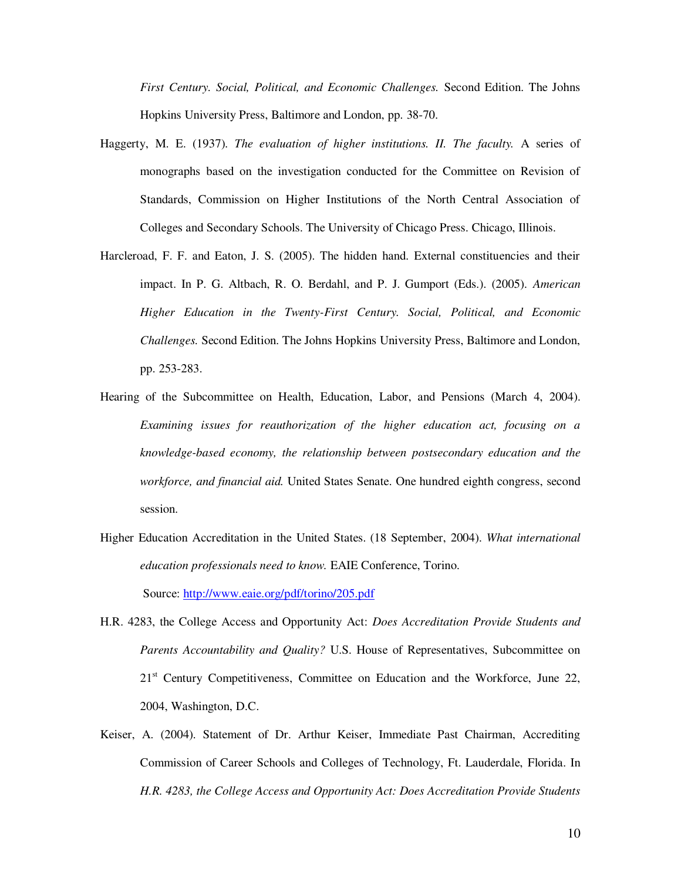*First Century. Social, Political, and Economic Challenges.* Second Edition. The Johns Hopkins University Press, Baltimore and London, pp. 38-70.

Haggerty, M. E. (1937). *The evaluation of higher institutions. II. The faculty.* A series of monographs based on the investigation conducted for the Committee on Revision of Standards, Commission on Higher Institutions of the North Central Association of Colleges and Secondary Schools. The University of Chicago Press. Chicago, Illinois.

Harcleroad, F. F. and Eaton, J. S. (2005). The hidden hand. External constituencies and their impact. In P. G. Altbach, R. O. Berdahl, and P. J. Gumport (Eds.). (2005). *American Higher Education in the Twenty-First Century. Social, Political, and Economic Challenges.* Second Edition. The Johns Hopkins University Press, Baltimore and London, pp. 253-283.

Hearing of the Subcommittee on Health, Education, Labor, and Pensions (March 4, 2004). *Examining issues for reauthorization of the higher education act, focusing on a knowledge-based economy, the relationship between postsecondary education and the workforce, and financial aid.* United States Senate. One hundred eighth congress, second session.

Higher Education Accreditation in the United States. (18 September, 2004). *What international education professionals need to know.* EAIE Conference, Torino.
Source: http://www.eaie.org/pdf/torino/205.pdf

H.R. 4283, the College Access and Opportunity Act: *Does Accreditation Provide Students and Parents Accountability and Quality?* U.S. House of Representatives, Subcommittee on 21st Century Competitiveness, Committee on Education and the Workforce, June 22, 2004, Washington, D.C.

Keiser, A. (2004). Statement of Dr. Arthur Keiser, Immediate Past Chairman, Accrediting Commission of Career Schools and Colleges of Technology, Ft. Lauderdale, Florida. In *H.R. 4283, the College Access and Opportunity Act: Does Accreditation Provide Students*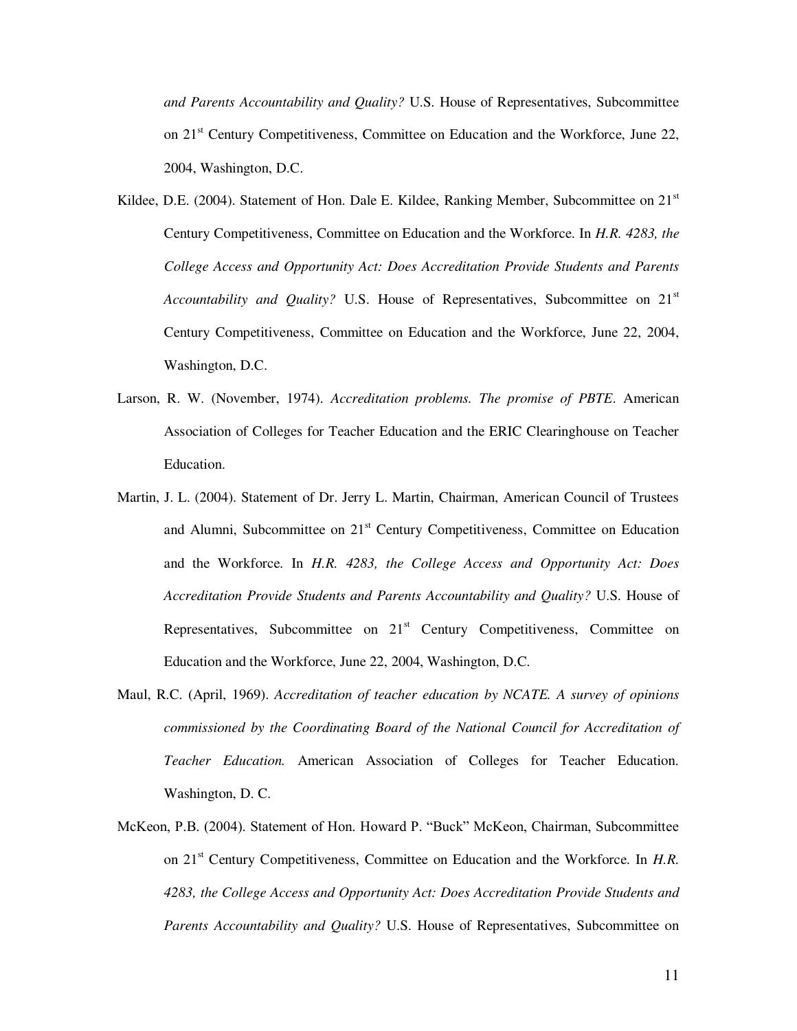*and Parents Accountability and Quality?* U.S. House of Representatives, Subcommittee on 21st Century Competitiveness, Committee on Education and the Workforce, June 22, 2004, Washington, D.C.

Kildee, D.E. (2004). Statement of Hon. Dale E. Kildee, Ranking Member, Subcommittee on 21st Century Competitiveness, Committee on Education and the Workforce. In *H.R. 4283, the College Access and Opportunity Act: Does Accreditation Provide Students and Parents Accountability and Quality?* U.S. House of Representatives, Subcommittee on 21st Century Competitiveness, Committee on Education and the Workforce, June 22, 2004, Washington, D.C.

Larson, R. W. (November, 1974). *Accreditation problems. The promise of PBTE*. American Association of Colleges for Teacher Education and the ERIC Clearinghouse on Teacher Education.

Martin, J. L. (2004). Statement of Dr. Jerry L. Martin, Chairman, American Council of Trustees and Alumni, Subcommittee on 21st Century Competitiveness, Committee on Education and the Workforce. In *H.R. 4283, the College Access and Opportunity Act: Does Accreditation Provide Students and Parents Accountability and Quality?* U.S. House of Representatives, Subcommittee on 21st Century Competitiveness, Committee on Education and the Workforce, June 22, 2004, Washington, D.C.

Maul, R.C. (April, 1969). *Accreditation of teacher education by NCATE. A survey of opinions commissioned by the Coordinating Board of the National Council for Accreditation of Teacher Education.* American Association of Colleges for Teacher Education. Washington, D. C.

McKeon, P.B. (2004). Statement of Hon. Howard P. "Buck" McKeon, Chairman, Subcommittee on 21st Century Competitiveness, Committee on Education and the Workforce. In *H.R. 4283, the College Access and Opportunity Act: Does Accreditation Provide Students and Parents Accountability and Quality?* U.S. House of Representatives, Subcommittee on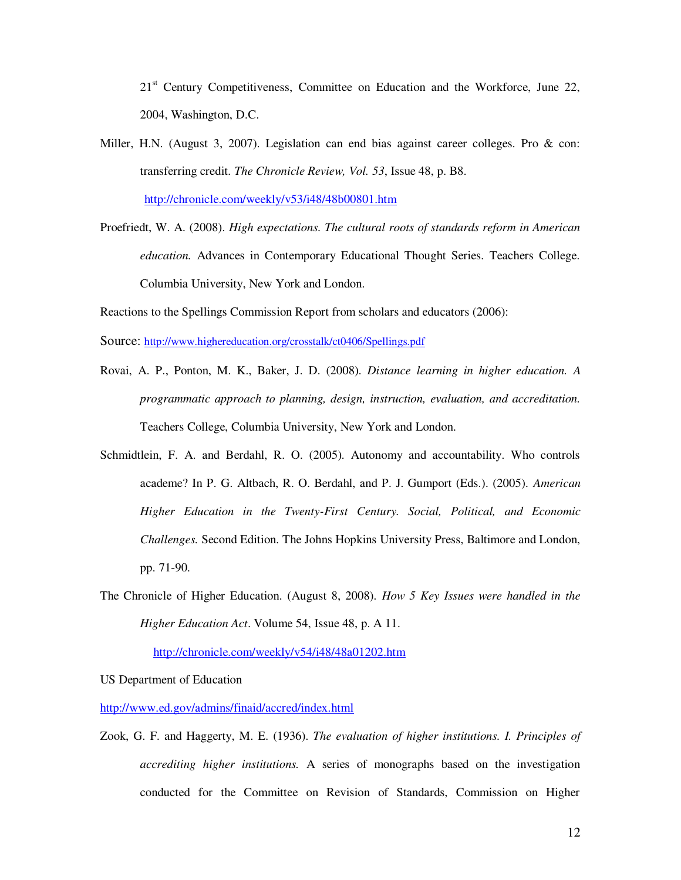21st Century Competitiveness, Committee on Education and the Workforce, June 22, 2004, Washington, D.C.

Miller, H.N. (August 3, 2007). Legislation can end bias against career colleges. Pro & con: transferring credit. *The Chronicle Review, Vol. 53*, Issue 48, p. B8. http://chronicle.com/weekly/v53/i48/48b00801.htm

Proefriedt, W. A. (2008). *High expectations. The cultural roots of standards reform in American education.* Advances in Contemporary Educational Thought Series. Teachers College. Columbia University, New York and London.

Reactions to the Spellings Commission Report from scholars and educators (2006):

Source: http://www.highereducation.org/crosstalk/ct0406/Spellings.pdf

Rovai, A. P., Ponton, M. K., Baker, J. D. (2008). *Distance learning in higher education. A programmatic approach to planning, design, instruction, evaluation, and accreditation.* Teachers College, Columbia University, New York and London.

Schmidtlein, F. A. and Berdahl, R. O. (2005). Autonomy and accountability. Who controls academe? In P. G. Altbach, R. O. Berdahl, and P. J. Gumport (Eds.). (2005). *American Higher Education in the Twenty-First Century. Social, Political, and Economic Challenges.* Second Edition. The Johns Hopkins University Press, Baltimore and London, pp. 71-90.

The Chronicle of Higher Education. (August 8, 2008). *How 5 Key Issues were handled in the Higher Education Act*. Volume 54, Issue 48, p. A 11. http://chronicle.com/weekly/v54/i48/48a01202.htm

US Department of Education

http://www.ed.gov/admins/finaid/accred/index.html

Zook, G. F. and Haggerty, M. E. (1936). *The evaluation of higher institutions. I. Principles of accrediting higher institutions.* A series of monographs based on the investigation conducted for the Committee on Revision of Standards, Commission on Higher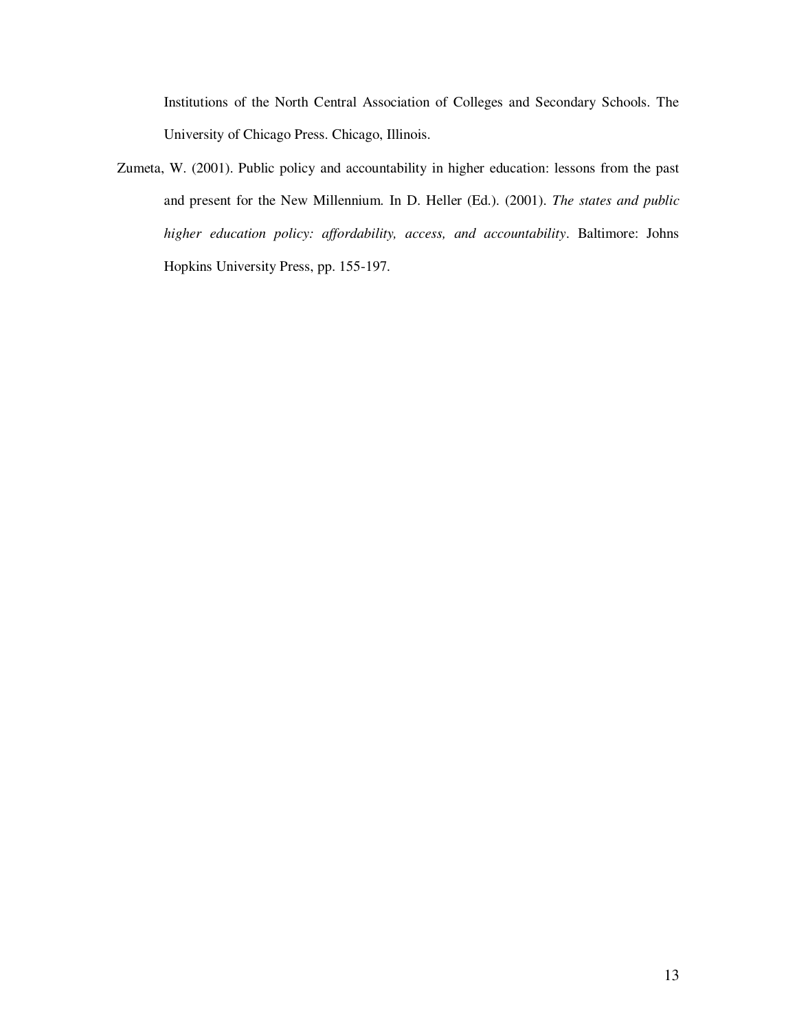Institutions of the North Central Association of Colleges and Secondary Schools. The University of Chicago Press. Chicago, Illinois.

Zumeta, W. (2001). Public policy and accountability in higher education: lessons from the past and present for the New Millennium. In D. Heller (Ed.). (2001). *The states and public higher education policy: affordability, access, and accountability*. Baltimore: Johns Hopkins University Press, pp. 155-197.